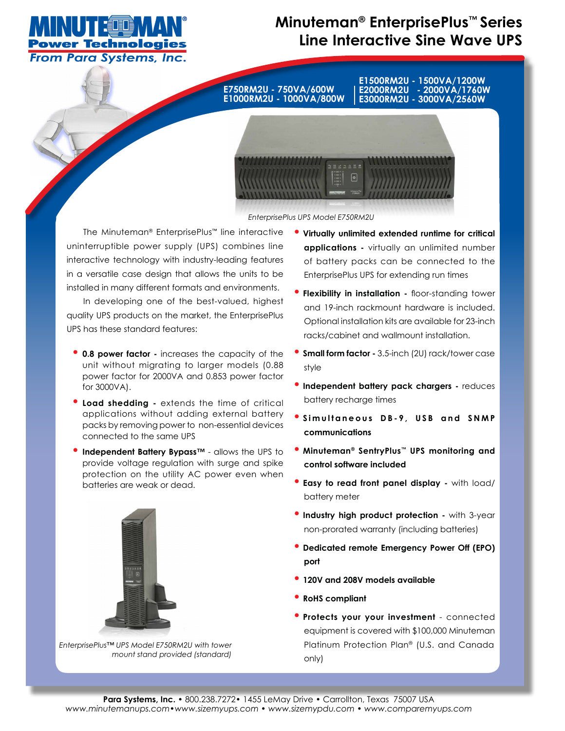# Minuteman® EnterprisePlus™ Series Line Interactive Sine Wave UPS

Minuteman Power Technologies
From Para Systems, Inc.

**E750RM2U - 750VA/600W**
**E1000RM2U - 1000VA/800W**
**E1500RM2U - 1500VA/1200W**
**E2000RM2U - 2000VA/1760W**
**E3000RM2U - 3000VA/2560W**

*EnterprisePlus UPS Model E750RM2U*

The Minuteman® EnterprisePlus™ line interactive uninterruptible power supply (UPS) combines line interactive technology with industry-leading features in a versatile case design that allows the units to be installed in many different formats and environments.

In developing one of the best-valued, highest quality UPS products on the market, the EnterprisePlus UPS has these standard features:

- **0.8 power factor** - increases the capacity of the unit without migrating to larger models (0.88 power factor for 2000VA and 0.853 power factor for 3000VA).
- **Load shedding** - extends the time of critical applications without adding external battery packs by removing power to non-essential devices connected to the same UPS
- **Independent Battery Bypass™** - allows the UPS to provide voltage regulation with surge and spike protection on the utility AC power even when batteries are weak or dead.

*EnterprisePlus™ UPS Model E750RM2U with tower mount stand provided (standard)*

- **Virtually unlimited extended runtime for critical applications** - virtually an unlimited number of battery packs can be connected to the EnterprisePlus UPS for extending run times
- **Flexibility in installation** - floor-standing tower and 19-inch rackmount hardware is included. Optional installation kits are available for 23-inch racks/cabinet and wallmount installation.
- **Small form factor** - 3.5-inch (2U) rack/tower case style
- **Independent battery pack chargers** - reduces battery recharge times
- **Simultaneous DB-9, USB and SNMP communications**
- **Minuteman® SentryPlus™ UPS monitoring and control software included**
- **Easy to read front panel display** - with load/battery meter
- **Industry high product protection** - with 3-year non-prorated warranty (including batteries)
- **Dedicated remote Emergency Power Off (EPO) port**
- **120V and 208V models available**
- **RoHS compliant**
- **Protects your your investment** - connected equipment is covered with $100,000 Minuteman Platinum Protection Plan® (U.S. and Canada only)

**Para Systems, Inc.** • 800.238.7272• 1455 LeMay Drive • Carrollton, Texas 75007 USA
*www.minutemanups.com•www.sizemyups.com • www.sizemypdu.com • www.comparemyups.com*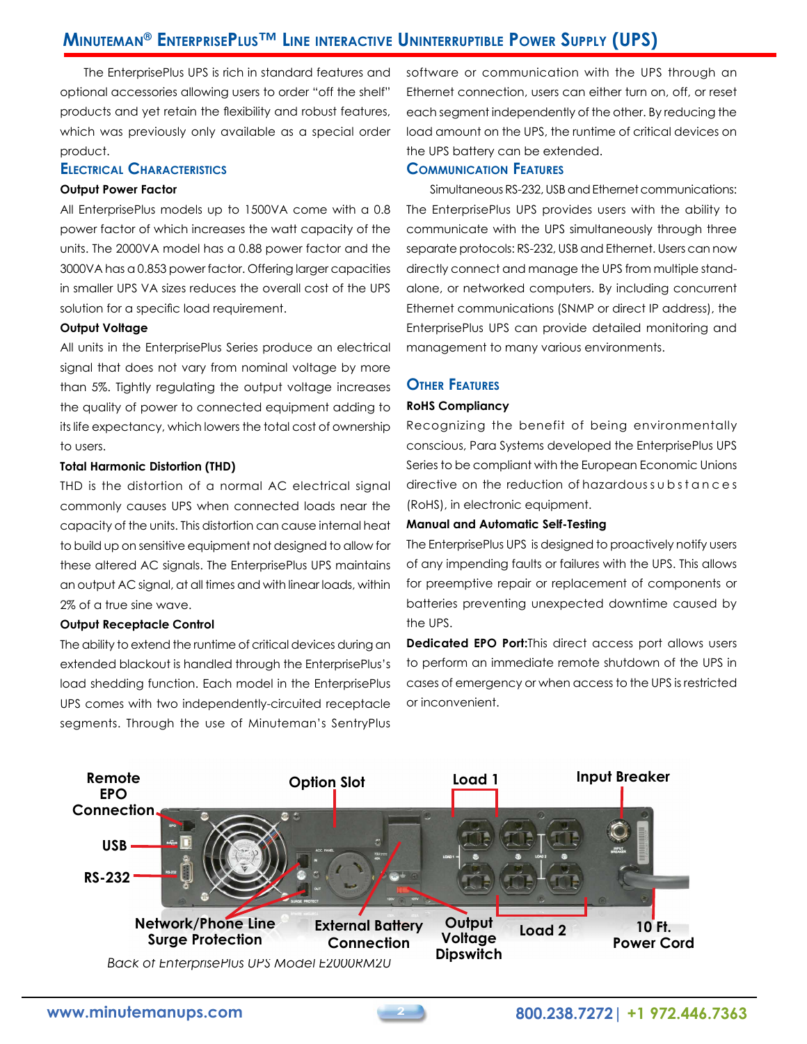# MINUTEMAN® ENTERPRISEPLUS™ LINE INTERACTIVE UNINTERRUPTIBLE POWER SUPPLY (UPS)

The EnterprisePlus UPS is rich in standard features and optional accessories allowing users to order "off the shelf" products and yet retain the flexibility and robust features, which was previously only available as a special order product.

## ELECTRICAL CHARACTERISTICS

**Output Power Factor**

All EnterprisePlus models up to 1500VA come with a 0.8 power factor of which increases the watt capacity of the units. The 2000VA model has a 0.88 power factor and the 3000VA has a 0.853 power factor. Offering larger capacities in smaller UPS VA sizes reduces the overall cost of the UPS solution for a specific load requirement.

**Output Voltage**

All units in the EnterprisePlus Series produce an electrical signal that does not vary from nominal voltage by more than 5%. Tightly regulating the output voltage increases the quality of power to connected equipment adding to its life expectancy, which lowers the total cost of ownership to users.

**Total Harmonic Distortion (THD)**

THD is the distortion of a normal AC electrical signal commonly causes UPS when connected loads near the capacity of the units. This distortion can cause internal heat to build up on sensitive equipment not designed to allow for these altered AC signals. The EnterprisePlus UPS maintains an output AC signal, at all times and with linear loads, within 2% of a true sine wave.

**Output Receptacle Control**

The ability to extend the runtime of critical devices during an extended blackout is handled through the EnterprisePlus's load shedding function. Each model in the EnterprisePlus UPS comes with two independently-circuited receptacle segments. Through the use of Minuteman's SentryPlus software or communication with the UPS through an Ethernet connection, users can either turn on, off, or reset each segment independently of the other. By reducing the load amount on the UPS, the runtime of critical devices on the UPS battery can be extended.

## COMMUNICATION FEATURES

Simultaneous RS-232, USB and Ethernet communications: The EnterprisePlus UPS provides users with the ability to communicate with the UPS simultaneously through three separate protocols: RS-232, USB and Ethernet. Users can now directly connect and manage the UPS from multiple stand-alone, or networked computers. By including concurrent Ethernet communications (SNMP or direct IP address), the EnterprisePlus UPS can provide detailed monitoring and management to many various environments.

## OTHER FEATURES

**RoHS Compliancy**

Recognizing the benefit of being environmentally conscious, Para Systems developed the EnterprisePlus UPS Series to be compliant with the European Economic Unions directive on the reduction of hazardous substances (RoHS), in electronic equipment.

**Manual and Automatic Self-Testing**

The EnterprisePlus UPS is designed to proactively notify users of any impending faults or failures with the UPS. This allows for preemptive repair or replacement of components or batteries preventing unexpected downtime caused by the UPS.

**Dedicated EPO Port:** This direct access port allows users to perform an immediate remote shutdown of the UPS in cases of emergency or when access to the UPS is restricted or inconvenient.

Remote EPO Connection | USB | RS-232 | Option Slot | Load 1 | Input Breaker | Network/Phone Line Surge Protection | External Battery Connection | Output Voltage Dipswitch | Load 2 | 10 Ft. Power Cord

*Back of EnterprisePlus UPS Model E2000RM2U*

www.minutemanups.com | 800.238.7272 | +1 972.446.7363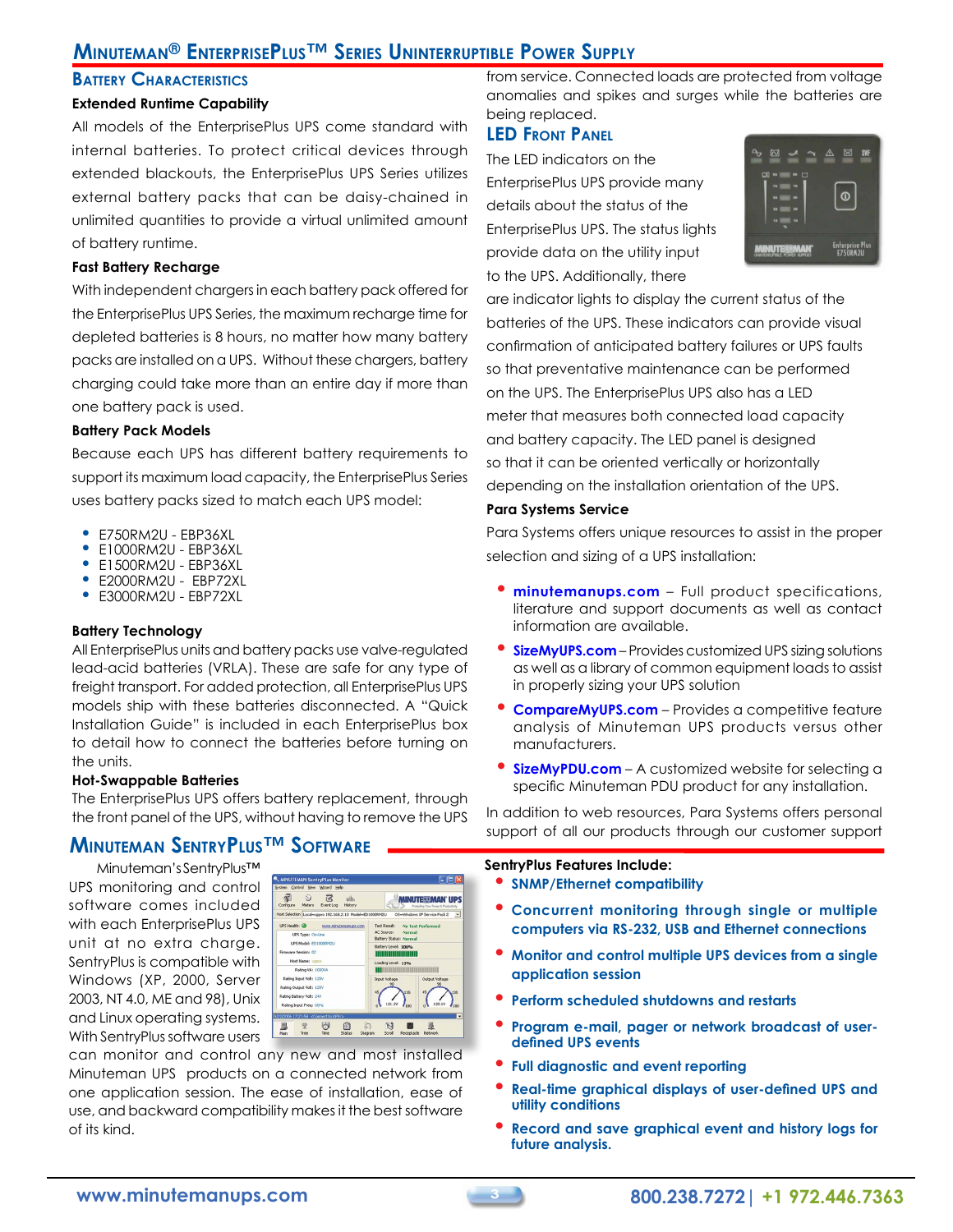## Battery Characteristics

**Extended Runtime Capability**

All models of the EnterprisePlus UPS come standard with internal batteries. To protect critical devices through extended blackouts, the EnterprisePlus UPS Series utilizes external battery packs that can be daisy-chained in unlimited quantities to provide a virtual unlimited amount of battery runtime.

**Fast Battery Recharge**

With independent chargers in each battery pack offered for the EnterprisePlus UPS Series, the maximum recharge time for depleted batteries is 8 hours, no matter how many battery packs are installed on a UPS. Without these chargers, battery charging could take more than an entire day if more than one battery pack is used.

**Battery Pack Models**

Because each UPS has different battery requirements to support its maximum load capacity, the EnterprisePlus Series uses battery packs sized to match each UPS model:

- E750RM2U - EBP36XL
- E1000RM2U - EBP36XL
- E1500RM2U - EBP36XL
- E2000RM2U - EBP72XL
- E3000RM2U - EBP72XL

**Battery Technology**

All EnterprisePlus units and battery packs use valve-regulated lead-acid batteries (VRLA). These are safe for any type of freight transport. For added protection, all EnterprisePlus UPS models ship with these batteries disconnected. A "Quick Installation Guide" is included in each EnterprisePlus box to detail how to connect the batteries before turning on the units.

**Hot-Swappable Batteries**

The EnterprisePlus UPS offers battery replacement, through the front panel of the UPS, without having to remove the UPS from service. Connected loads are protected from voltage anomalies and spikes and surges while the batteries are being replaced.

## LED Front Panel

The LED indicators on the EnterprisePlus UPS provide many details about the status of the EnterprisePlus UPS. The status lights provide data on the utility input to the UPS. Additionally, there are indicator lights to display the current status of the batteries of the UPS. These indicators can provide visual confirmation of anticipated battery failures or UPS faults so that preventative maintenance can be performed on the UPS. The EnterprisePlus UPS also has a LED meter that measures both connected load capacity and battery capacity. The LED panel is designed so that it can be oriented vertically or horizontally depending on the installation orientation of the UPS.

**Para Systems Service**

Para Systems offers unique resources to assist in the proper selection and sizing of a UPS installation:

- **minutemanups.com** – Full product specifications, literature and support documents as well as contact information are available.
- **SizeMyUPS.com** – Provides customized UPS sizing solutions as well as a library of common equipment loads to assist in properly sizing your UPS solution
- **CompareMyUPS.com** – Provides a competitive feature analysis of Minuteman UPS products versus other manufacturers.
- **SizeMyPDU.com** – A customized website for selecting a specific Minuteman PDU product for any installation.

In addition to web resources, Para Systems offers personal support of all our products through our customer support

## Minuteman SentryPlus™ Software

Minuteman's SentryPlus™ UPS monitoring and control software comes included with each EnterprisePlus UPS unit at no extra charge. SentryPlus is compatible with Windows (XP, 2000, Server 2003, NT 4.0, ME and 98), Unix and Linux operating systems. With SentryPlus software users can monitor and control any new and most installed Minuteman UPS products on a connected network from one application session. The ease of installation, ease of use, and backward compatibility makes it the best software of its kind.

**SentryPlus Features Include:**

- **SNMP/Ethernet compatibility**
- **Concurrent monitoring through single or multiple computers via RS-232, USB and Ethernet connections**
- **Monitor and control multiple UPS devices from a single application session**
- **Perform scheduled shutdowns and restarts**
- **Program e-mail, pager or network broadcast of user-defined UPS events**
- **Full diagnostic and event reporting**
- **Real-time graphical displays of user-defined UPS and utility conditions**
- **Record and save graphical event and history logs for future analysis.**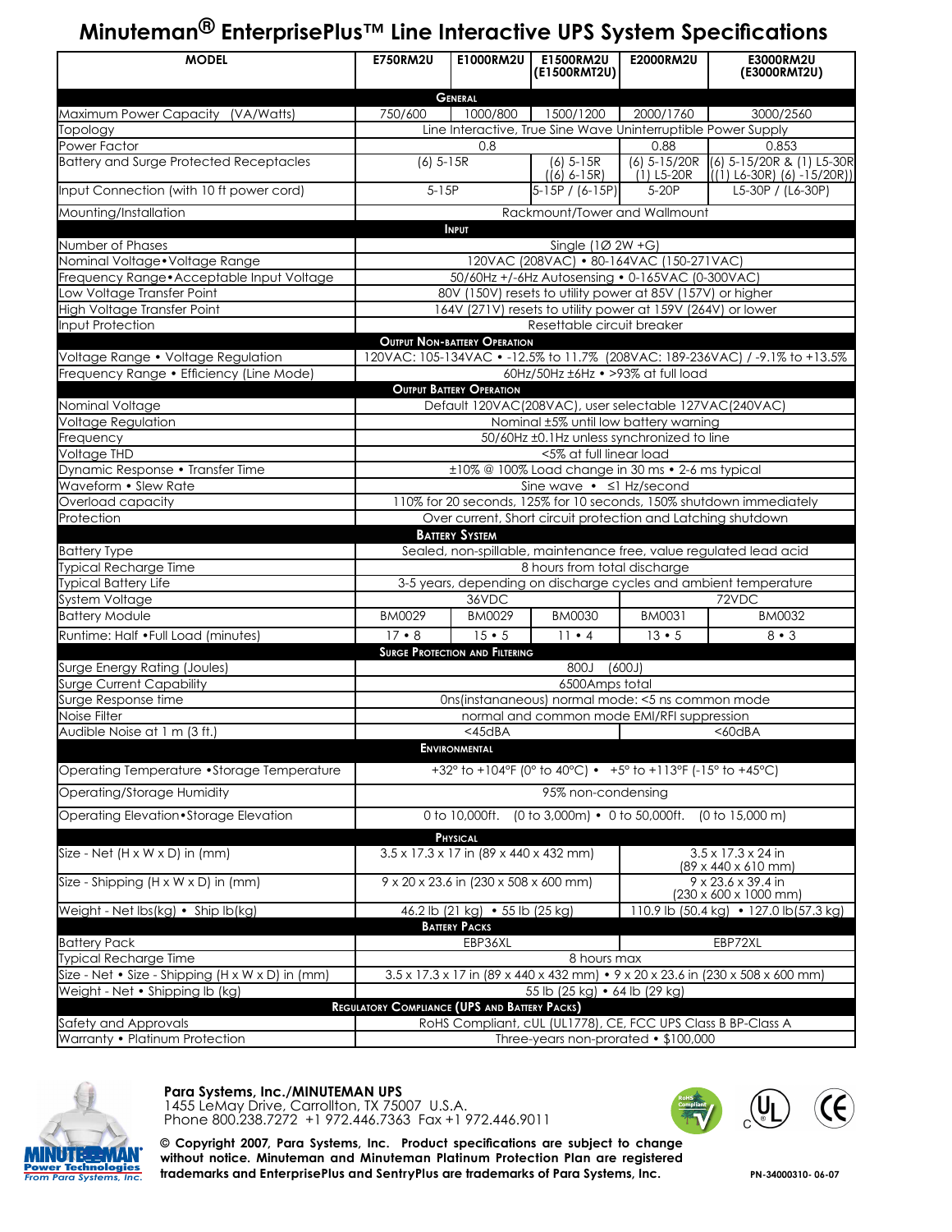# Minuteman® EnterprisePlus™ Line Interactive UPS System Specifications

| MODEL | E750RM2U | E1000RM2U | E1500RM2U (E1500RMT2U) | E2000RM2U | E3000RM2U (E3000RMT2U) |
|---|---|---|---|---|---|
| **GENERAL** | | | | | |
| Maximum Power Capacity (VA/Watts) | 750/600 | 1000/800 | 1500/1200 | 2000/1760 | 3000/2560 |
| Topology | Line Interactive, True Sine Wave Uninterruptible Power Supply | | | | |
| Power Factor | 0.8 | | | 0.88 | 0.853 |
| Battery and Surge Protected Receptacles | (6) 5-15R | | (6) 5-15R ((6) 6-15R) | (6) 5-15/20R (1) L5-20R | (6) 5-15/20R & (1) L5-30R ((1) L6-30R) (6) -15/20R)) |
| Input Connection (with 10 ft power cord) | 5-15P | | 5-15P / (6-15P) | 5-20P | L5-30P / (L6-30P) |
| Mounting/Installation | Rackmount/Tower and Wallmount | | | | |
| **INPUT** | | | | | |
| Number of Phases | Single (1Ø 2W +G) | | | | |
| Nominal Voltage•Voltage Range | 120VAC (208VAC) • 80-164VAC (150-271VAC) | | | | |
| Frequency Range•Acceptable Input Voltage | 50/60Hz +/-6Hz Autosensing • 0-165VAC (0-300VAC) | | | | |
| Low Voltage Transfer Point | 80V (150V) resets to utility power at 85V (157V) or higher | | | | |
| High Voltage Transfer Point | 164V (271V) resets to utility power at 159V (264V) or lower | | | | |
| Input Protection | Resettable circuit breaker | | | | |
| **OUTPUT NON-BATTERY OPERATION** | | | | | |
| Voltage Range • Voltage Regulation | 120VAC: 105-134VAC • -12.5% to 11.7% (208VAC: 189-236VAC) / -9.1% to +13.5% | | | | |
| Frequency Range • Efficiency (Line Mode) | 60Hz/50Hz ±6Hz • >93% at full load | | | | |
| **OUTPUT BATTERY OPERATION** | | | | | |
| Nominal Voltage | Default 120VAC(208VAC), user selectable 127VAC(240VAC) | | | | |
| Voltage Regulation | Nominal ±5% until low battery warning | | | | |
| Frequency | 50/60Hz ±0.1Hz unless synchronized to line | | | | |
| Voltage THD | <5% at full linear load | | | | |
| Dynamic Response • Transfer Time | ±10% @ 100% Load change in 30 ms • 2-6 ms typical | | | | |
| Waveform • Slew Rate | Sine wave • ≤1 Hz/second | | | | |
| Overload capacity | 110% for 20 seconds, 125% for 10 seconds, 150% shutdown immediately | | | | |
| Protection | Over current, Short circuit protection and Latching shutdown | | | | |
| **BATTERY SYSTEM** | | | | | |
| Battery Type | Sealed, non-spillable, maintenance free, value regulated lead acid | | | | |
| Typical Recharge Time | 8 hours from total discharge | | | | |
| Typical Battery Life | 3-5 years, depending on discharge cycles and ambient temperature | | | | |
| System Voltage | 36VDC | | | 72VDC | |
| Battery Module | BM0029 | BM0029 | BM0030 | BM0031 | BM0032 |
| Runtime: Half •Full Load (minutes) | 17 • 8 | 15 • 5 | 11 • 4 | 13 • 5 | 8 • 3 |
| **SURGE PROTECTION AND FILTERING** | | | | | |
| Surge Energy Rating (Joules) | 800J (600J) | | | | |
| Surge Current Capability | 6500Amps total | | | | |
| Surge Response time | 0ns(instananeous) normal mode: <5 ns common mode | | | | |
| Noise Filter | normal and common mode EMI/RFI suppression | | | | |
| Audible Noise at 1 m (3 ft.) | <45dBA | | | | <60dBA |
| **ENVIRONMENTAL** | | | | | |
| Operating Temperature •Storage Temperature | +32° to +104°F (0° to 40°C) • +5° to +113°F (-15° to +45°C) | | | | |
| Operating/Storage Humidity | 95% non-condensing | | | | |
| Operating Elevation•Storage Elevation | 0 to 10,000ft. (0 to 3,000m) • 0 to 50,000ft. (0 to 15,000 m) | | | | |
| **PHYSICAL** | | | | | |
| Size - Net (H x W x D) in (mm) | 3.5 x 17.3 x 17 in (89 x 440 x 432 mm) | | | 3.5 x 17.3 x 24 in (89 x 440 x 610 mm) | |
| Size - Shipping (H x W x D) in (mm) | 9 x 20 x 23.6 in (230 x 508 x 600 mm) | | | 9 x 23.6 x 39.4 in (230 x 600 x 1000 mm) | |
| Weight - Net lbs(kg) • Ship lb(kg) | 46.2 lb (21 kg) • 55 lb (25 kg) | | | 110.9 lb (50.4 kg) • 127.0 lb(57.3 kg) | |
| **BATTERY PACKS** | | | | | |
| Battery Pack | EBP36XL | | | EBP72XL | |
| Typical Recharge Time | 8 hours max | | | | |
| Size - Net • Size - Shipping (H x W x D) in (mm) | 3.5 x 17.3 x 17 in (89 x 440 x 432 mm) • 9 x 20 x 23.6 in (230 x 508 x 600 mm) | | | | |
| Weight - Net • Shipping lb (kg) | 55 lb (25 kg) • 64 lb (29 kg) | | | | |
| **REGULATORY COMPLIANCE (UPS AND BATTERY PACKS)** | | | | | |
| Safety and Approvals | RoHS Compliant, cUL (UL1778), CE, FCC UPS Class B BP-Class A | | | | |
| Warranty • Platinum Protection | Three-years non-prorated • $100,000 | | | | |

**Para Systems, Inc./MINUTEMAN UPS**
1455 LeMay Drive, Carrollton, TX 75007 U.S.A.
Phone 800.238.7272 +1 972.446.7363 Fax +1 972.446.9011

**© Copyright 2007, Para Systems, Inc. Product specifications are subject to change without notice. Minuteman and Minuteman Platinum Protection Plan are registered trademarks and EnterprisePlus and SentryPlus are trademarks of Para Systems, Inc.**

PN-34000310- 06-07